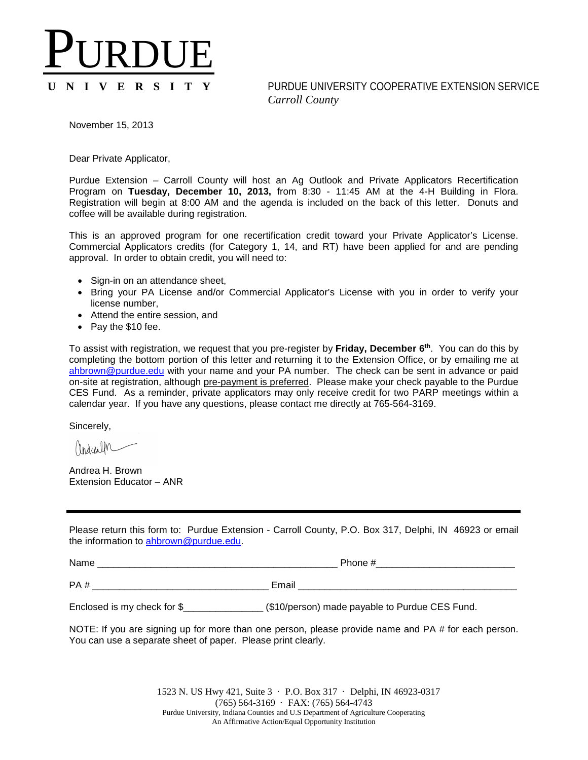# PURDUE UNIVERSITY

PURDUE UNIVERSITY COOPERATIVE EXTENSION SERVICE
*Carroll County*

November 15, 2013

Dear Private Applicator,

Purdue Extension – Carroll County will host an Ag Outlook and Private Applicators Recertification Program on **Tuesday, December 10, 2013,** from 8:30 - 11:45 AM at the 4-H Building in Flora. Registration will begin at 8:00 AM and the agenda is included on the back of this letter. Donuts and coffee will be available during registration.

This is an approved program for one recertification credit toward your Private Applicator's License. Commercial Applicators credits (for Category 1, 14, and RT) have been applied for and are pending approval. In order to obtain credit, you will need to:

- Sign-in on an attendance sheet,
- Bring your PA License and/or Commercial Applicator's License with you in order to verify your license number,
- Attend the entire session, and
- Pay the $10 fee.

To assist with registration, we request that you pre-register by **Friday, December 6th**. You can do this by completing the bottom portion of this letter and returning it to the Extension Office, or by emailing me at ahbrown@purdue.edu with your name and your PA number. The check can be sent in advance or paid on-site at registration, although pre-payment is preferred. Please make your check payable to the Purdue CES Fund. As a reminder, private applicators may only receive credit for two PARP meetings within a calendar year. If you have any questions, please contact me directly at 765-564-3169.

Sincerely,

Andrea H. Brown
Extension Educator – ANR

---

Please return this form to: Purdue Extension - Carroll County, P.O. Box 317, Delphi, IN 46923 or email the information to ahbrown@purdue.edu.

Name _____________________________________________ Phone #_________________________

PA # ________________________________ Email ________________________________________

Enclosed is my check for $______________ ($10/person) made payable to Purdue CES Fund.

NOTE: If you are signing up for more than one person, please provide name and PA # for each person. You can use a separate sheet of paper. Please print clearly.

1523 N. US Hwy 421, Suite 3 · P.O. Box 317 · Delphi, IN 46923-0317
(765) 564-3169 · FAX: (765) 564-4743
Purdue University, Indiana Counties and U.S Department of Agriculture Cooperating
An Affirmative Action/Equal Opportunity Institution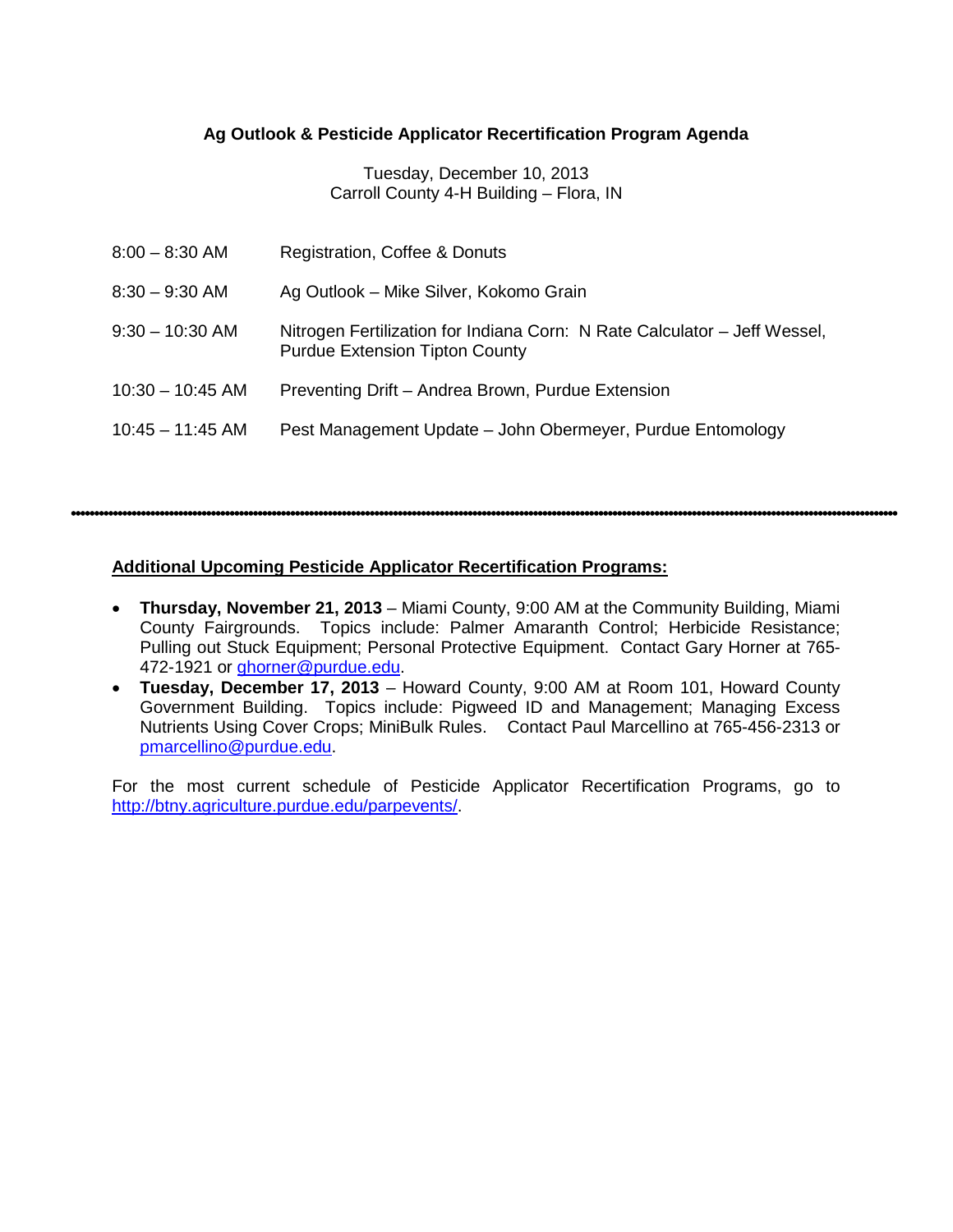**Ag Outlook & Pesticide Applicator Recertification Program Agenda**

Tuesday, December 10, 2013
Carroll County 4-H Building – Flora, IN

| | |
|---|---|
| 8:00 – 8:30 AM | Registration, Coffee & Donuts |
| 8:30 – 9:30 AM | Ag Outlook – Mike Silver, Kokomo Grain |
| 9:30 – 10:30 AM | Nitrogen Fertilization for Indiana Corn: N Rate Calculator – Jeff Wessel, Purdue Extension Tipton County |
| 10:30 – 10:45 AM | Preventing Drift – Andrea Brown, Purdue Extension |
| 10:45 – 11:45 AM | Pest Management Update – John Obermeyer, Purdue Entomology |

---

**Additional Upcoming Pesticide Applicator Recertification Programs:**

- **Thursday, November 21, 2013** – Miami County, 9:00 AM at the Community Building, Miami County Fairgrounds. Topics include: Palmer Amaranth Control; Herbicide Resistance; Pulling out Stuck Equipment; Personal Protective Equipment. Contact Gary Horner at 765-472-1921 or ghorner@purdue.edu.
- **Tuesday, December 17, 2013** – Howard County, 9:00 AM at Room 101, Howard County Government Building. Topics include: Pigweed ID and Management; Managing Excess Nutrients Using Cover Crops; MiniBulk Rules. Contact Paul Marcellino at 765-456-2313 or pmarcellino@purdue.edu.

For the most current schedule of Pesticide Applicator Recertification Programs, go to http://btny.agriculture.purdue.edu/parpevents/.